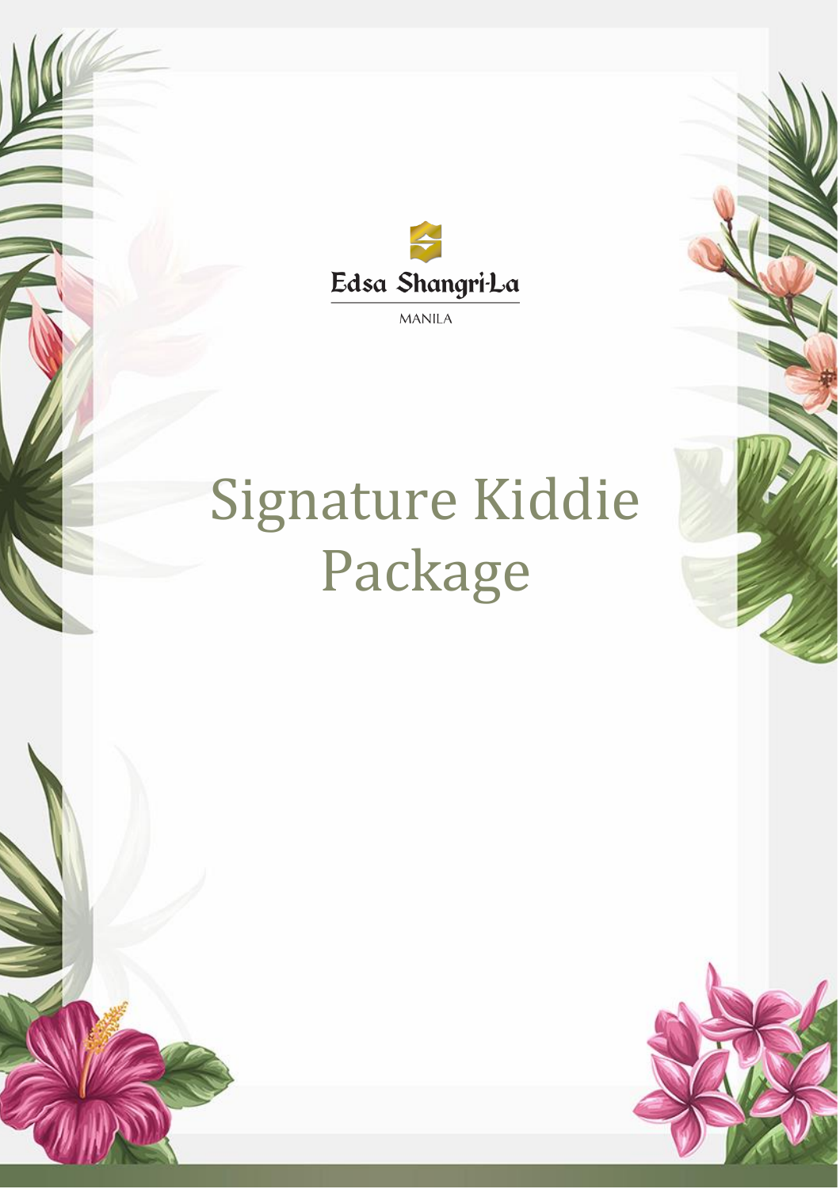Edsa Shangri-La

MANILA

# Signature Kiddie Package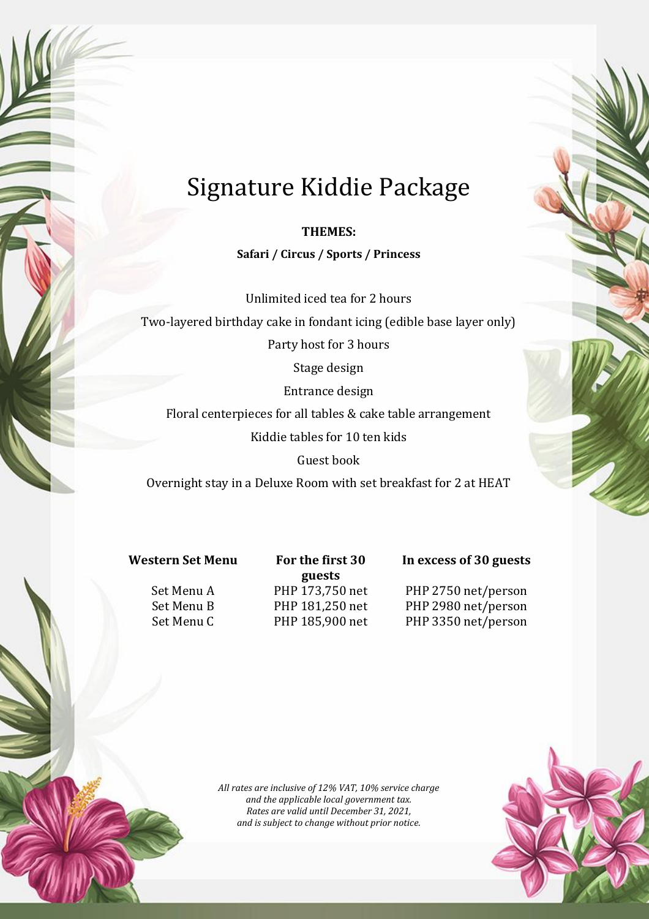# Signature Kiddie Package

**THEMES:**

**Safari / Circus / Sports / Princess**

Unlimited iced tea for 2 hours

Two-layered birthday cake in fondant icing (edible base layer only)

Party host for 3 hours

Stage design

Entrance design

Floral centerpieces for all tables & cake table arrangement

Kiddie tables for 10 ten kids

Guest book

Overnight stay in a Deluxe Room with set breakfast for 2 at HEAT

| Western Set Menu | For the first 30 guests | In excess of 30 guests |
|---|---|---|
| Set Menu A | PHP 173,750 net | PHP 2750 net/person |
| Set Menu B | PHP 181,250 net | PHP 2980 net/person |
| Set Menu C | PHP 185,900 net | PHP 3350 net/person |

*All rates are inclusive of 12% VAT, 10% service charge and the applicable local government tax. Rates are valid until December 31, 2021, and is subject to change without prior notice.*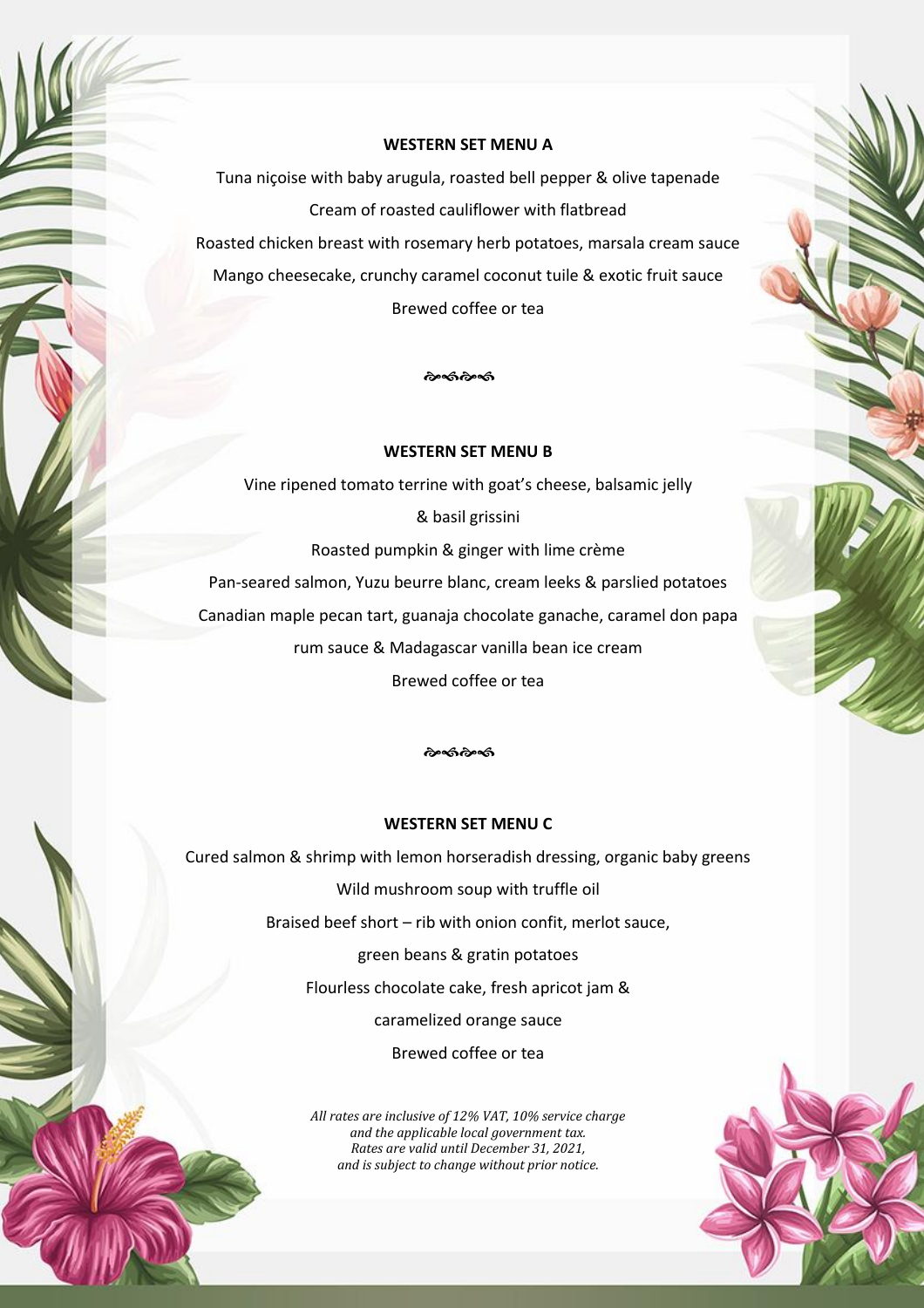## WESTERN SET MENU A

Tuna niçoise with baby arugula, roasted bell pepper & olive tapenade

Cream of roasted cauliflower with flatbread

Roasted chicken breast with rosemary herb potatoes, marsala cream sauce

Mango cheesecake, crunchy caramel coconut tuile & exotic fruit sauce

Brewed coffee or tea

## WESTERN SET MENU B

Vine ripened tomato terrine with goat's cheese, balsamic jelly & basil grissini

Roasted pumpkin & ginger with lime crème

Pan-seared salmon, Yuzu beurre blanc, cream leeks & parslied potatoes

Canadian maple pecan tart, guanaja chocolate ganache, caramel don papa rum sauce & Madagascar vanilla bean ice cream

Brewed coffee or tea

## WESTERN SET MENU C

Cured salmon & shrimp with lemon horseradish dressing, organic baby greens

Wild mushroom soup with truffle oil

Braised beef short – rib with onion confit, merlot sauce, green beans & gratin potatoes

Flourless chocolate cake, fresh apricot jam & caramelized orange sauce

Brewed coffee or tea

*All rates are inclusive of 12% VAT, 10% service charge and the applicable local government tax.*
*Rates are valid until December 31, 2021, and is subject to change without prior notice.*